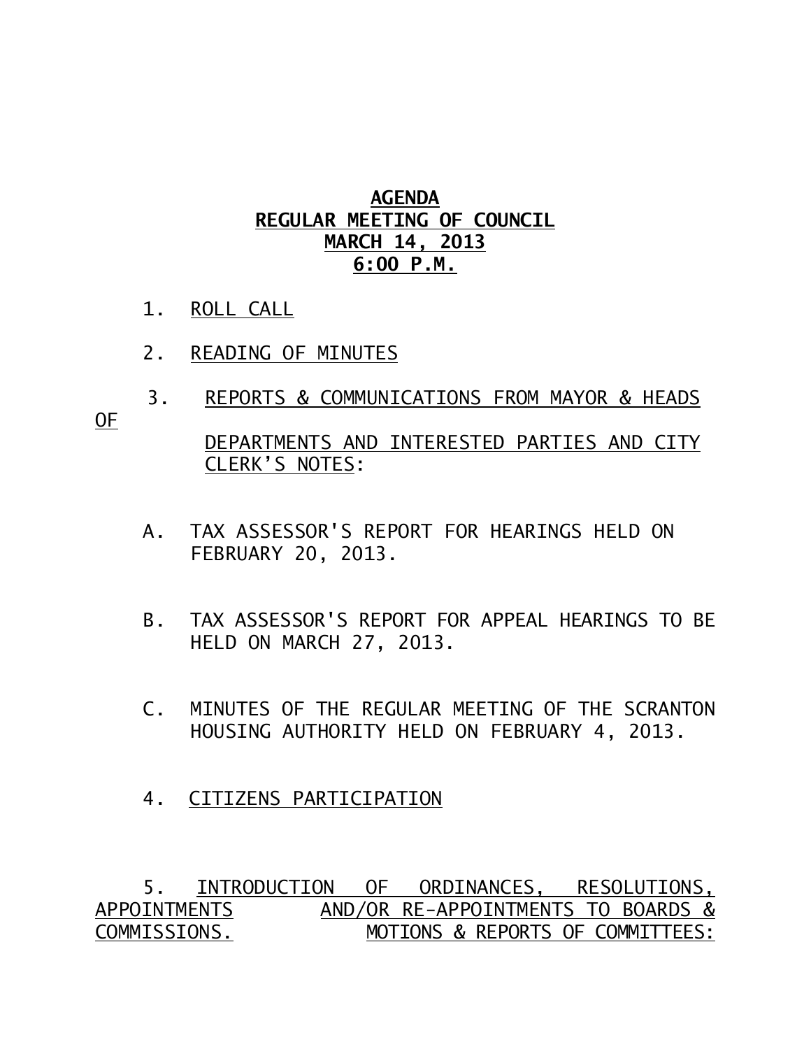**AGENDA**
**REGULAR MEETING OF COUNCIL**
**MARCH 14, 2013**
**6:00 P.M.**

1. ROLL CALL

2. READING OF MINUTES

3. REPORTS & COMMUNICATIONS FROM MAYOR & HEADS OF DEPARTMENTS AND INTERESTED PARTIES AND CITY CLERK'S NOTES:

   A. TAX ASSESSOR'S REPORT FOR HEARINGS HELD ON FEBRUARY 20, 2013.

   B. TAX ASSESSOR'S REPORT FOR APPEAL HEARINGS TO BE HELD ON MARCH 27, 2013.

   C. MINUTES OF THE REGULAR MEETING OF THE SCRANTON HOUSING AUTHORITY HELD ON FEBRUARY 4, 2013.

4. CITIZENS PARTICIPATION

5. INTRODUCTION OF ORDINANCES, RESOLUTIONS, APPOINTMENTS AND/OR RE-APPOINTMENTS TO BOARDS & COMMISSIONS. MOTIONS & REPORTS OF COMMITTEES: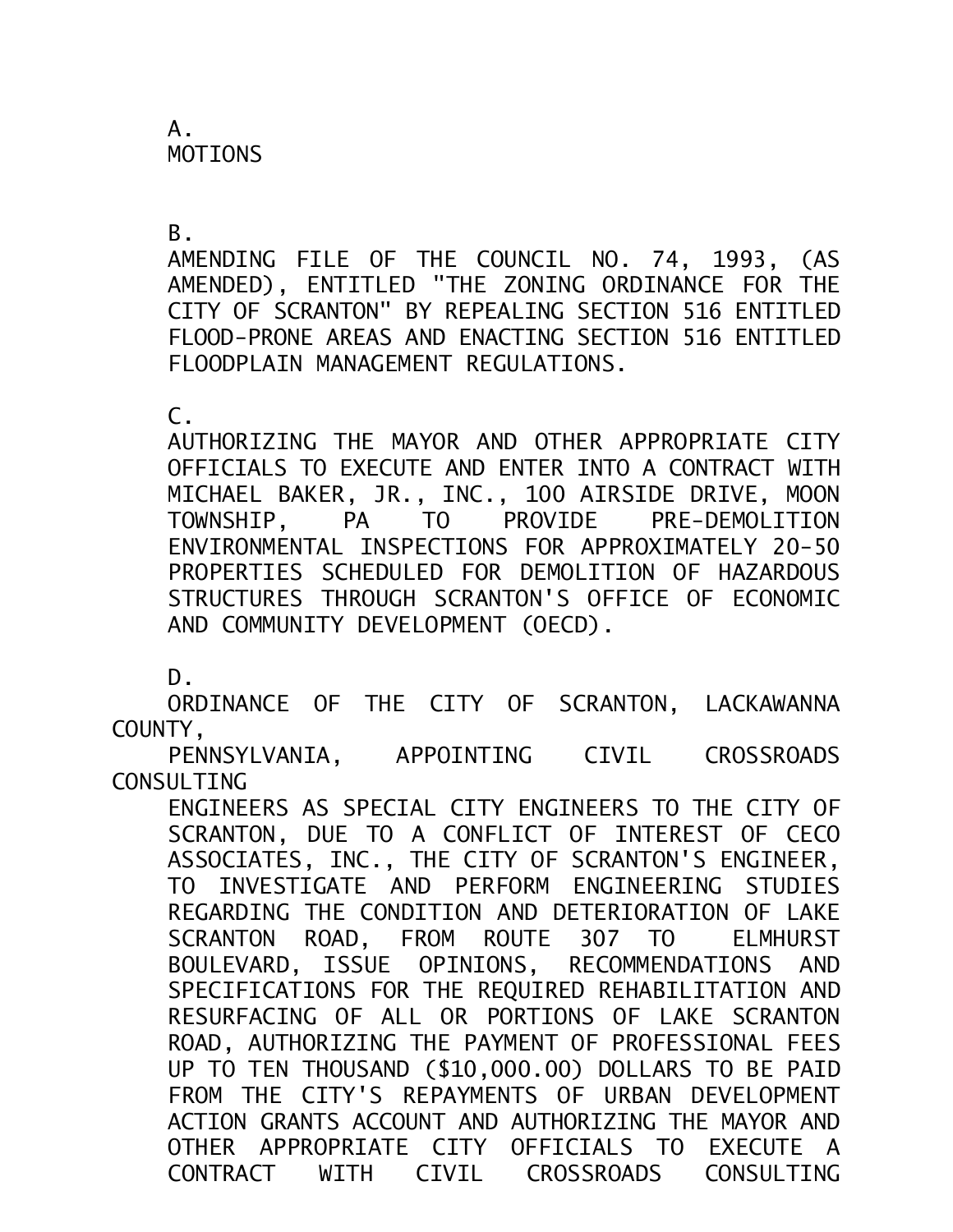A.
MOTIONS

B.
AMENDING FILE OF THE COUNCIL NO. 74, 1993, (AS AMENDED), ENTITLED "THE ZONING ORDINANCE FOR THE CITY OF SCRANTON" BY REPEALING SECTION 516 ENTITLED FLOOD-PRONE AREAS AND ENACTING SECTION 516 ENTITLED FLOODPLAIN MANAGEMENT REGULATIONS.

C.
AUTHORIZING THE MAYOR AND OTHER APPROPRIATE CITY OFFICIALS TO EXECUTE AND ENTER INTO A CONTRACT WITH MICHAEL BAKER, JR., INC., 100 AIRSIDE DRIVE, MOON TOWNSHIP, PA TO PROVIDE PRE-DEMOLITION ENVIRONMENTAL INSPECTIONS FOR APPROXIMATELY 20-50 PROPERTIES SCHEDULED FOR DEMOLITION OF HAZARDOUS STRUCTURES THROUGH SCRANTON'S OFFICE OF ECONOMIC AND COMMUNITY DEVELOPMENT (OECD).

D.
ORDINANCE OF THE CITY OF SCRANTON, LACKAWANNA COUNTY, PENNSYLVANIA, APPOINTING CIVIL CROSSROADS CONSULTING ENGINEERS AS SPECIAL CITY ENGINEERS TO THE CITY OF SCRANTON, DUE TO A CONFLICT OF INTEREST OF CECO ASSOCIATES, INC., THE CITY OF SCRANTON'S ENGINEER, TO INVESTIGATE AND PERFORM ENGINEERING STUDIES REGARDING THE CONDITION AND DETERIORATION OF LAKE SCRANTON ROAD, FROM ROUTE 307 TO ELMHURST BOULEVARD, ISSUE OPINIONS, RECOMMENDATIONS AND SPECIFICATIONS FOR THE REQUIRED REHABILITATION AND RESURFACING OF ALL OR PORTIONS OF LAKE SCRANTON ROAD, AUTHORIZING THE PAYMENT OF PROFESSIONAL FEES UP TO TEN THOUSAND ($10,000.00) DOLLARS TO BE PAID FROM THE CITY'S REPAYMENTS OF URBAN DEVELOPMENT ACTION GRANTS ACCOUNT AND AUTHORIZING THE MAYOR AND OTHER APPROPRIATE CITY OFFICIALS TO EXECUTE A CONTRACT WITH CIVIL CROSSROADS CONSULTING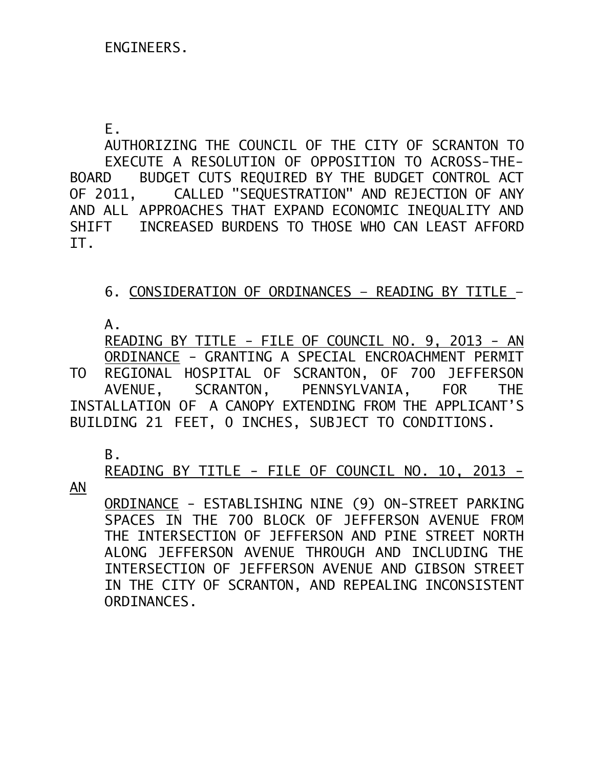ENGINEERS.

E.

AUTHORIZING THE COUNCIL OF THE CITY OF SCRANTON TO EXECUTE A RESOLUTION OF OPPOSITION TO ACROSS-THE-BOARD BUDGET CUTS REQUIRED BY THE BUDGET CONTROL ACT OF 2011, CALLED "SEQUESTRATION" AND REJECTION OF ANY AND ALL APPROACHES THAT EXPAND ECONOMIC INEQUALITY AND SHIFT INCREASED BURDENS TO THOSE WHO CAN LEAST AFFORD IT.

6. CONSIDERATION OF ORDINANCES – READING BY TITLE –

A.

READING BY TITLE - FILE OF COUNCIL NO. 9, 2013 - AN ORDINANCE - GRANTING A SPECIAL ENCROACHMENT PERMIT TO REGIONAL HOSPITAL OF SCRANTON, OF 700 JEFFERSON AVENUE, SCRANTON, PENNSYLVANIA, FOR THE INSTALLATION OF A CANOPY EXTENDING FROM THE APPLICANT'S BUILDING 21 FEET, 0 INCHES, SUBJECT TO CONDITIONS.

B.

READING BY TITLE - FILE OF COUNCIL NO. 10, 2013 - AN ORDINANCE - ESTABLISHING NINE (9) ON-STREET PARKING SPACES IN THE 700 BLOCK OF JEFFERSON AVENUE FROM THE INTERSECTION OF JEFFERSON AND PINE STREET NORTH ALONG JEFFERSON AVENUE THROUGH AND INCLUDING THE INTERSECTION OF JEFFERSON AVENUE AND GIBSON STREET IN THE CITY OF SCRANTON, AND REPEALING INCONSISTENT ORDINANCES.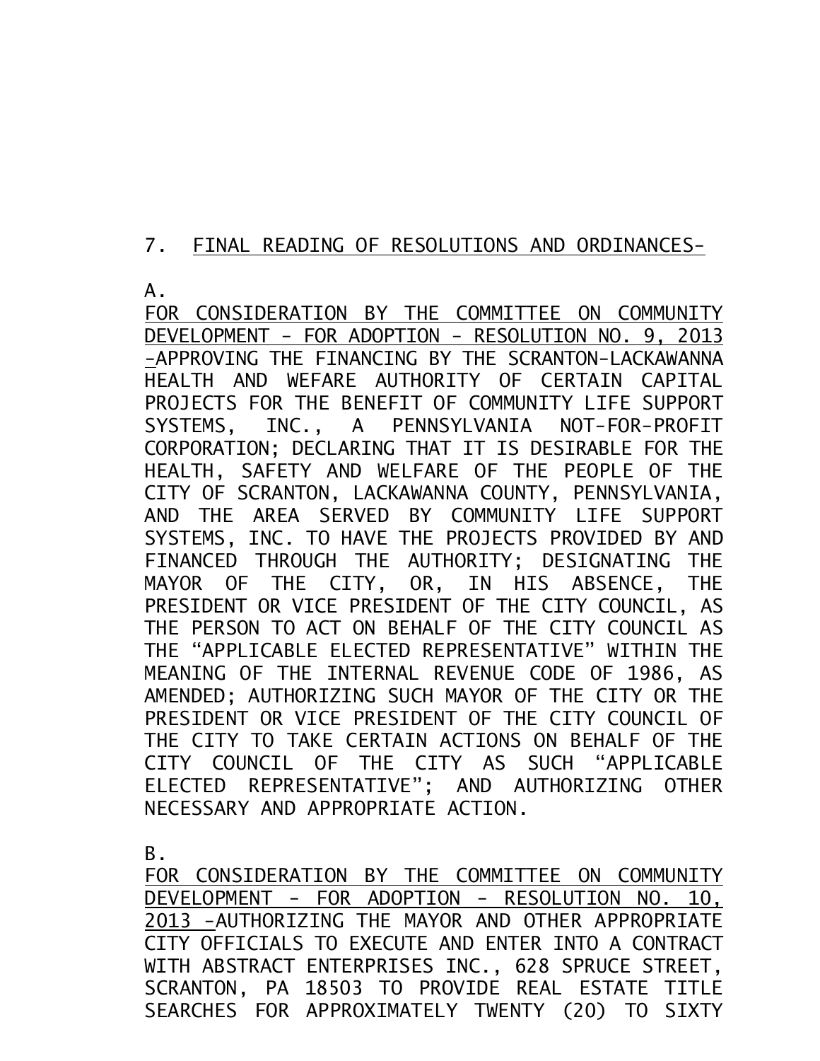7. FINAL READING OF RESOLUTIONS AND ORDINANCES-

A.

FOR CONSIDERATION BY THE COMMITTEE ON COMMUNITY DEVELOPMENT - FOR ADOPTION - RESOLUTION NO. 9, 2013 -APPROVING THE FINANCING BY THE SCRANTON-LACKAWANNA HEALTH AND WEFARE AUTHORITY OF CERTAIN CAPITAL PROJECTS FOR THE BENEFIT OF COMMUNITY LIFE SUPPORT SYSTEMS, INC., A PENNSYLVANIA NOT-FOR-PROFIT CORPORATION; DECLARING THAT IT IS DESIRABLE FOR THE HEALTH, SAFETY AND WELFARE OF THE PEOPLE OF THE CITY OF SCRANTON, LACKAWANNA COUNTY, PENNSYLVANIA, AND THE AREA SERVED BY COMMUNITY LIFE SUPPORT SYSTEMS, INC. TO HAVE THE PROJECTS PROVIDED BY AND FINANCED THROUGH THE AUTHORITY; DESIGNATING THE MAYOR OF THE CITY, OR, IN HIS ABSENCE, THE PRESIDENT OR VICE PRESIDENT OF THE CITY COUNCIL, AS THE PERSON TO ACT ON BEHALF OF THE CITY COUNCIL AS THE "APPLICABLE ELECTED REPRESENTATIVE" WITHIN THE MEANING OF THE INTERNAL REVENUE CODE OF 1986, AS AMENDED; AUTHORIZING SUCH MAYOR OF THE CITY OR THE PRESIDENT OR VICE PRESIDENT OF THE CITY COUNCIL OF THE CITY TO TAKE CERTAIN ACTIONS ON BEHALF OF THE CITY COUNCIL OF THE CITY AS SUCH "APPLICABLE ELECTED REPRESENTATIVE"; AND AUTHORIZING OTHER NECESSARY AND APPROPRIATE ACTION.

B.

FOR CONSIDERATION BY THE COMMITTEE ON COMMUNITY DEVELOPMENT - FOR ADOPTION - RESOLUTION NO. 10, 2013 -AUTHORIZING THE MAYOR AND OTHER APPROPRIATE CITY OFFICIALS TO EXECUTE AND ENTER INTO A CONTRACT WITH ABSTRACT ENTERPRISES INC., 628 SPRUCE STREET, SCRANTON, PA 18503 TO PROVIDE REAL ESTATE TITLE SEARCHES FOR APPROXIMATELY TWENTY (20) TO SIXTY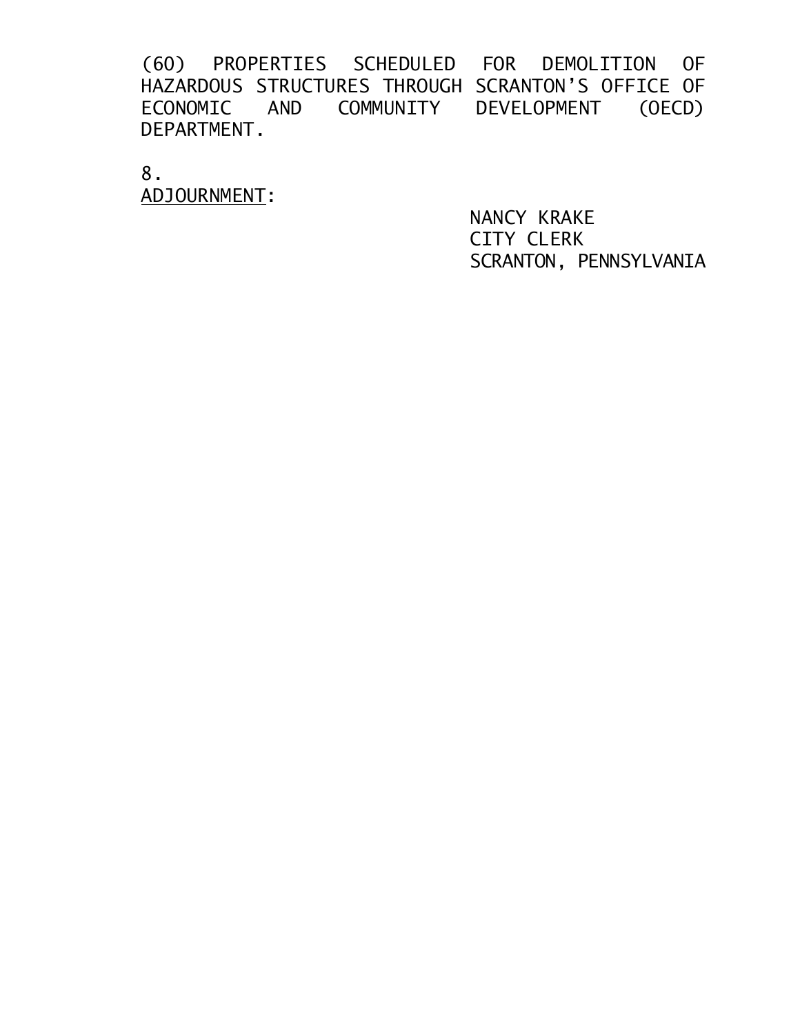(60) PROPERTIES SCHEDULED FOR DEMOLITION OF HAZARDOUS STRUCTURES THROUGH SCRANTON'S OFFICE OF ECONOMIC AND COMMUNITY DEVELOPMENT (OECD) DEPARTMENT.

8.
<u>ADJOURNMENT</u>:

NANCY KRAKE
CITY CLERK
SCRANTON, PENNSYLVANIA